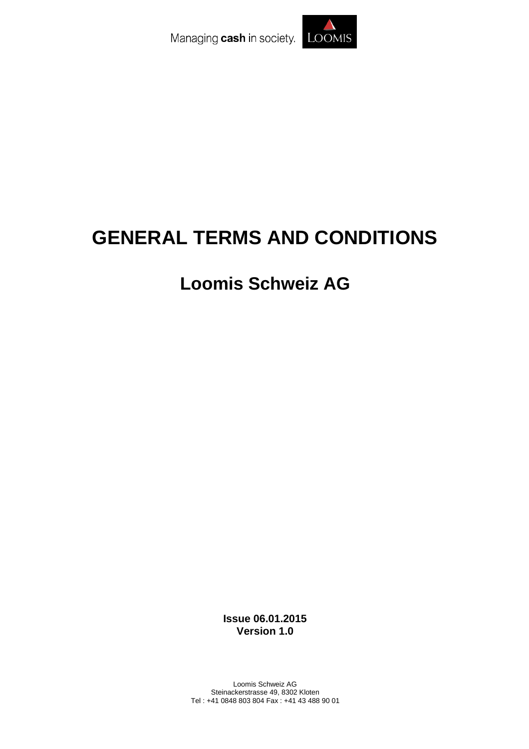Managing **cash** in society. LOOMIS

# GENERAL TERMS AND CONDITIONS

## Loomis Schweiz AG

**Issue 06.01.2015**
**Version 1.0**

Loomis Schweiz AG
Steinackerstrasse 49, 8302 Kloten
Tel : +41 0848 803 804 Fax : +41 43 488 90 01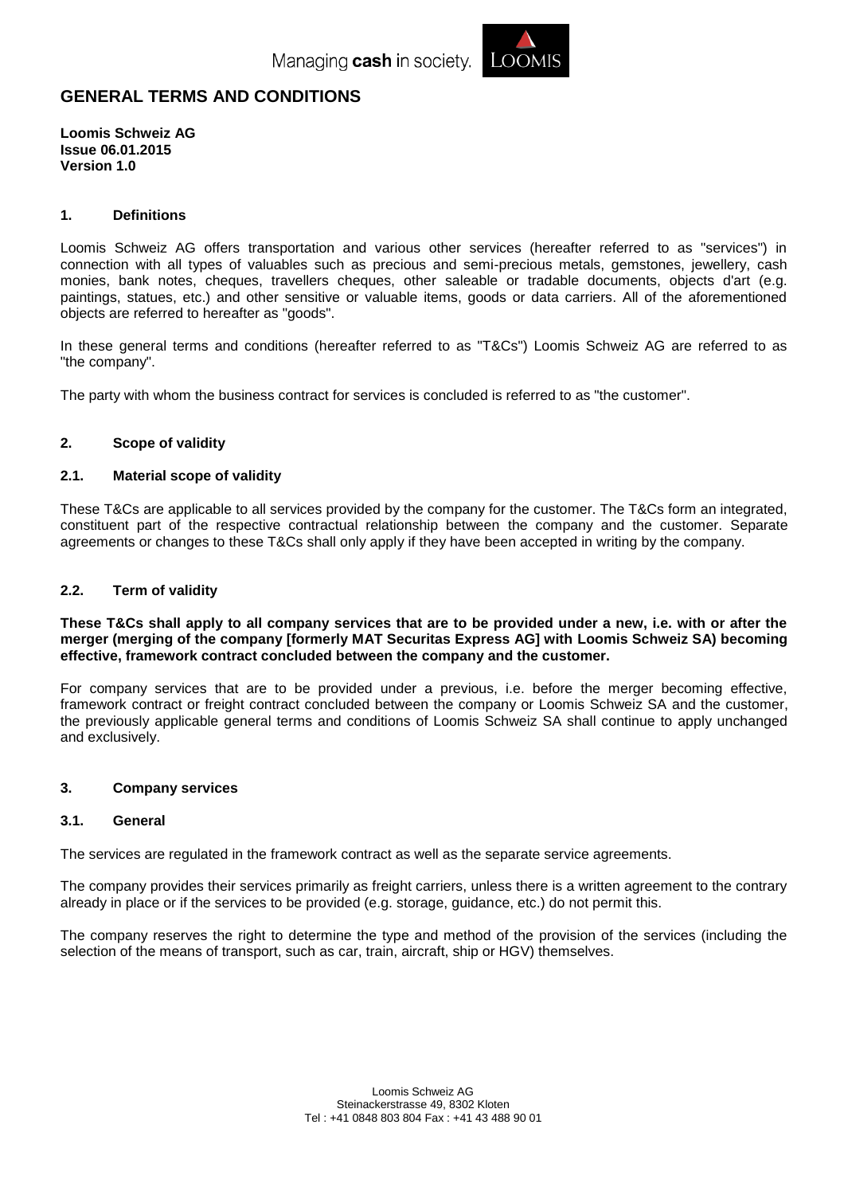# GENERAL TERMS AND CONDITIONS

**Loomis Schweiz AG**
**Issue 06.01.2015**
**Version 1.0**

## 1. Definitions

Loomis Schweiz AG offers transportation and various other services (hereafter referred to as "services") in connection with all types of valuables such as precious and semi-precious metals, gemstones, jewellery, cash monies, bank notes, cheques, travellers cheques, other saleable or tradable documents, objects d'art (e.g. paintings, statues, etc.) and other sensitive or valuable items, goods or data carriers. All of the aforementioned objects are referred to hereafter as "goods".

In these general terms and conditions (hereafter referred to as "T&Cs") Loomis Schweiz AG are referred to as "the company".

The party with whom the business contract for services is concluded is referred to as "the customer".

## 2. Scope of validity

### 2.1. Material scope of validity

These T&Cs are applicable to all services provided by the company for the customer. The T&Cs form an integrated, constituent part of the respective contractual relationship between the company and the customer. Separate agreements or changes to these T&Cs shall only apply if they have been accepted in writing by the company.

### 2.2. Term of validity

**These T&Cs shall apply to all company services that are to be provided under a new, i.e. with or after the merger (merging of the company [formerly MAT Securitas Express AG] with Loomis Schweiz SA) becoming effective, framework contract concluded between the company and the customer.**

For company services that are to be provided under a previous, i.e. before the merger becoming effective, framework contract or freight contract concluded between the company or Loomis Schweiz SA and the customer, the previously applicable general terms and conditions of Loomis Schweiz SA shall continue to apply unchanged and exclusively.

## 3. Company services

### 3.1. General

The services are regulated in the framework contract as well as the separate service agreements.

The company provides their services primarily as freight carriers, unless there is a written agreement to the contrary already in place or if the services to be provided (e.g. storage, guidance, etc.) do not permit this.

The company reserves the right to determine the type and method of the provision of the services (including the selection of the means of transport, such as car, train, aircraft, ship or HGV) themselves.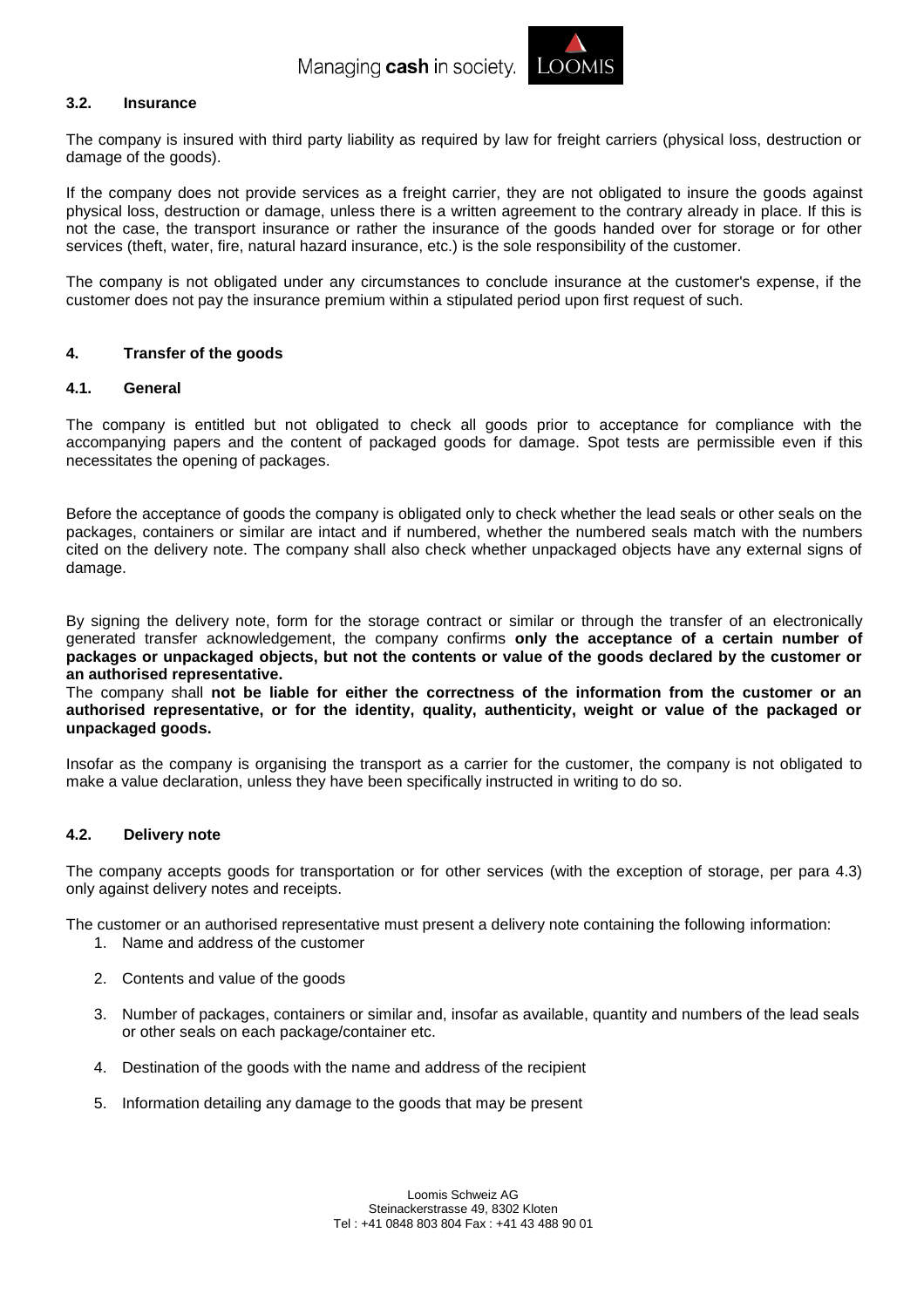### 3.2. Insurance

The company is insured with third party liability as required by law for freight carriers (physical loss, destruction or damage of the goods).

If the company does not provide services as a freight carrier, they are not obligated to insure the goods against physical loss, destruction or damage, unless there is a written agreement to the contrary already in place. If this is not the case, the transport insurance or rather the insurance of the goods handed over for storage or for other services (theft, water, fire, natural hazard insurance, etc.) is the sole responsibility of the customer.

The company is not obligated under any circumstances to conclude insurance at the customer's expense, if the customer does not pay the insurance premium within a stipulated period upon first request of such.

## 4. Transfer of the goods

### 4.1. General

The company is entitled but not obligated to check all goods prior to acceptance for compliance with the accompanying papers and the content of packaged goods for damage. Spot tests are permissible even if this necessitates the opening of packages.

Before the acceptance of goods the company is obligated only to check whether the lead seals or other seals on the packages, containers or similar are intact and if numbered, whether the numbered seals match with the numbers cited on the delivery note. The company shall also check whether unpackaged objects have any external signs of damage.

By signing the delivery note, form for the storage contract or similar or through the transfer of an electronically generated transfer acknowledgement, the company confirms **only the acceptance of a certain number of packages or unpackaged objects, but not the contents or value of the goods declared by the customer or an authorised representative.**

The company shall **not be liable for either the correctness of the information from the customer or an authorised representative, or for the identity, quality, authenticity, weight or value of the packaged or unpackaged goods.**

Insofar as the company is organising the transport as a carrier for the customer, the company is not obligated to make a value declaration, unless they have been specifically instructed in writing to do so.

### 4.2. Delivery note

The company accepts goods for transportation or for other services (with the exception of storage, per para 4.3) only against delivery notes and receipts.

The customer or an authorised representative must present a delivery note containing the following information:

1. Name and address of the customer
2. Contents and value of the goods
3. Number of packages, containers or similar and, insofar as available, quantity and numbers of the lead seals or other seals on each package/container etc.
4. Destination of the goods with the name and address of the recipient
5. Information detailing any damage to the goods that may be present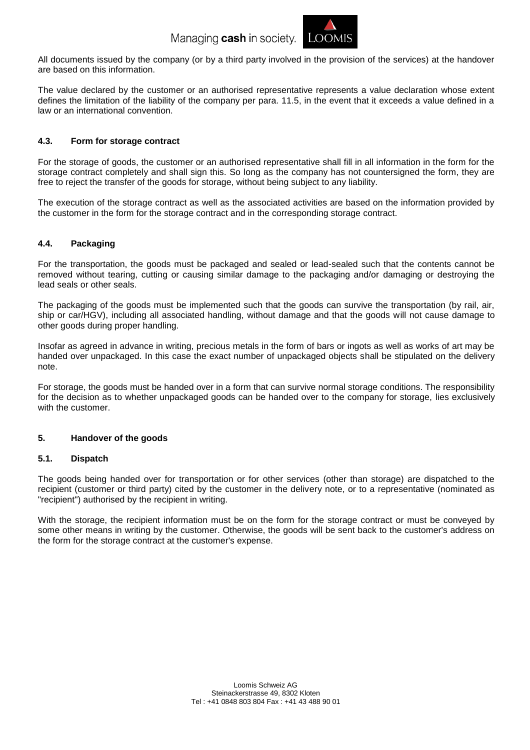All documents issued by the company (or by a third party involved in the provision of the services) at the handover are based on this information.

The value declared by the customer or an authorised representative represents a value declaration whose extent defines the limitation of the liability of the company per para. 11.5, in the event that it exceeds a value defined in a law or an international convention.

### 4.3. Form for storage contract

For the storage of goods, the customer or an authorised representative shall fill in all information in the form for the storage contract completely and shall sign this. So long as the company has not countersigned the form, they are free to reject the transfer of the goods for storage, without being subject to any liability.

The execution of the storage contract as well as the associated activities are based on the information provided by the customer in the form for the storage contract and in the corresponding storage contract.

### 4.4. Packaging

For the transportation, the goods must be packaged and sealed or lead-sealed such that the contents cannot be removed without tearing, cutting or causing similar damage to the packaging and/or damaging or destroying the lead seals or other seals.

The packaging of the goods must be implemented such that the goods can survive the transportation (by rail, air, ship or car/HGV), including all associated handling, without damage and that the goods will not cause damage to other goods during proper handling.

Insofar as agreed in advance in writing, precious metals in the form of bars or ingots as well as works of art may be handed over unpackaged. In this case the exact number of unpackaged objects shall be stipulated on the delivery note.

For storage, the goods must be handed over in a form that can survive normal storage conditions. The responsibility for the decision as to whether unpackaged goods can be handed over to the company for storage, lies exclusively with the customer.

## 5. Handover of the goods

### 5.1. Dispatch

The goods being handed over for transportation or for other services (other than storage) are dispatched to the recipient (customer or third party) cited by the customer in the delivery note, or to a representative (nominated as "recipient") authorised by the recipient in writing.

With the storage, the recipient information must be on the form for the storage contract or must be conveyed by some other means in writing by the customer. Otherwise, the goods will be sent back to the customer's address on the form for the storage contract at the customer's expense.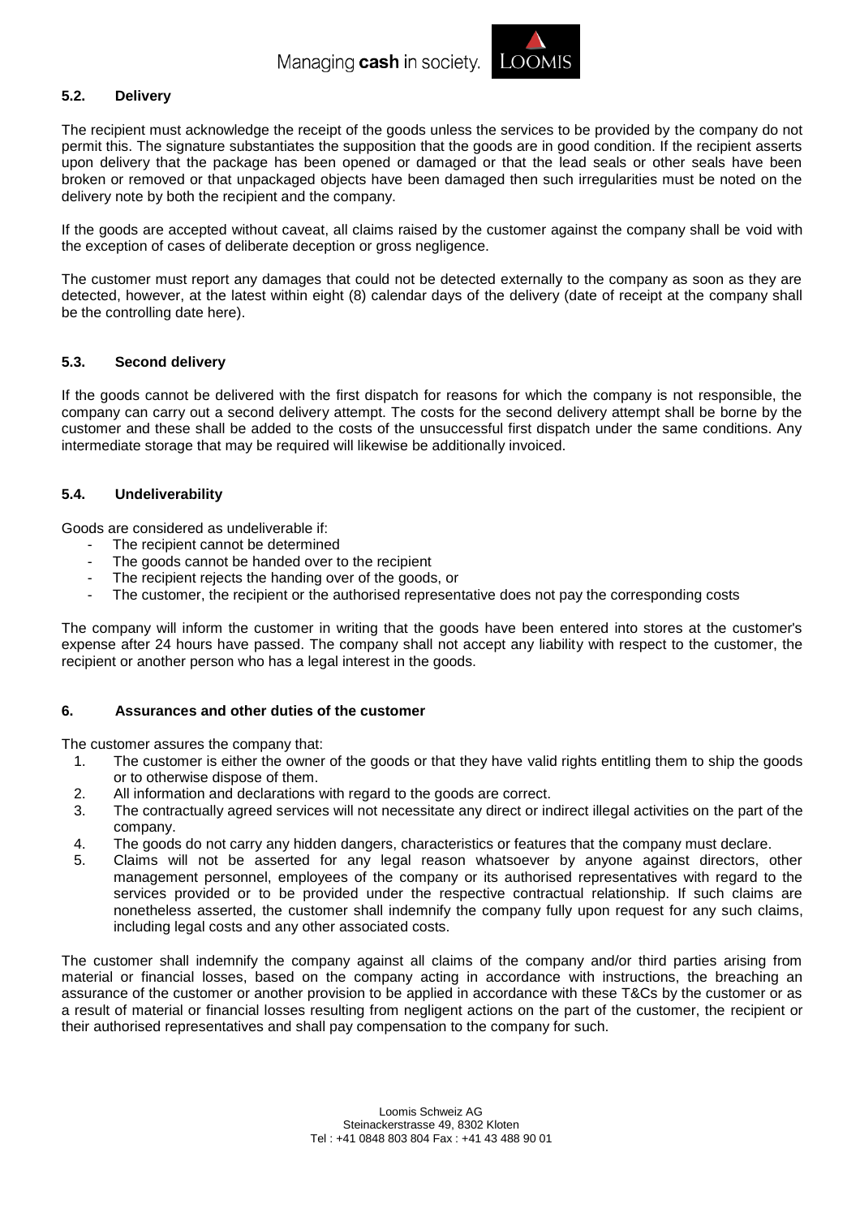### 5.2. Delivery

The recipient must acknowledge the receipt of the goods unless the services to be provided by the company do not permit this. The signature substantiates the supposition that the goods are in good condition. If the recipient asserts upon delivery that the package has been opened or damaged or that the lead seals or other seals have been broken or removed or that unpackaged objects have been damaged then such irregularities must be noted on the delivery note by both the recipient and the company.

If the goods are accepted without caveat, all claims raised by the customer against the company shall be void with the exception of cases of deliberate deception or gross negligence.

The customer must report any damages that could not be detected externally to the company as soon as they are detected, however, at the latest within eight (8) calendar days of the delivery (date of receipt at the company shall be the controlling date here).

### 5.3. Second delivery

If the goods cannot be delivered with the first dispatch for reasons for which the company is not responsible, the company can carry out a second delivery attempt. The costs for the second delivery attempt shall be borne by the customer and these shall be added to the costs of the unsuccessful first dispatch under the same conditions. Any intermediate storage that may be required will likewise be additionally invoiced.

### 5.4. Undeliverability

Goods are considered as undeliverable if:

- The recipient cannot be determined
- The goods cannot be handed over to the recipient
- The recipient rejects the handing over of the goods, or
- The customer, the recipient or the authorised representative does not pay the corresponding costs

The company will inform the customer in writing that the goods have been entered into stores at the customer's expense after 24 hours have passed. The company shall not accept any liability with respect to the customer, the recipient or another person who has a legal interest in the goods.

## 6. Assurances and other duties of the customer

The customer assures the company that:

1. The customer is either the owner of the goods or that they have valid rights entitling them to ship the goods or to otherwise dispose of them.
2. All information and declarations with regard to the goods are correct.
3. The contractually agreed services will not necessitate any direct or indirect illegal activities on the part of the company.
4. The goods do not carry any hidden dangers, characteristics or features that the company must declare.
5. Claims will not be asserted for any legal reason whatsoever by anyone against directors, other management personnel, employees of the company or its authorised representatives with regard to the services provided or to be provided under the respective contractual relationship. If such claims are nonetheless asserted, the customer shall indemnify the company fully upon request for any such claims, including legal costs and any other associated costs.

The customer shall indemnify the company against all claims of the company and/or third parties arising from material or financial losses, based on the company acting in accordance with instructions, the breaching an assurance of the customer or another provision to be applied in accordance with these T&Cs by the customer or as a result of material or financial losses resulting from negligent actions on the part of the customer, the recipient or their authorised representatives and shall pay compensation to the company for such.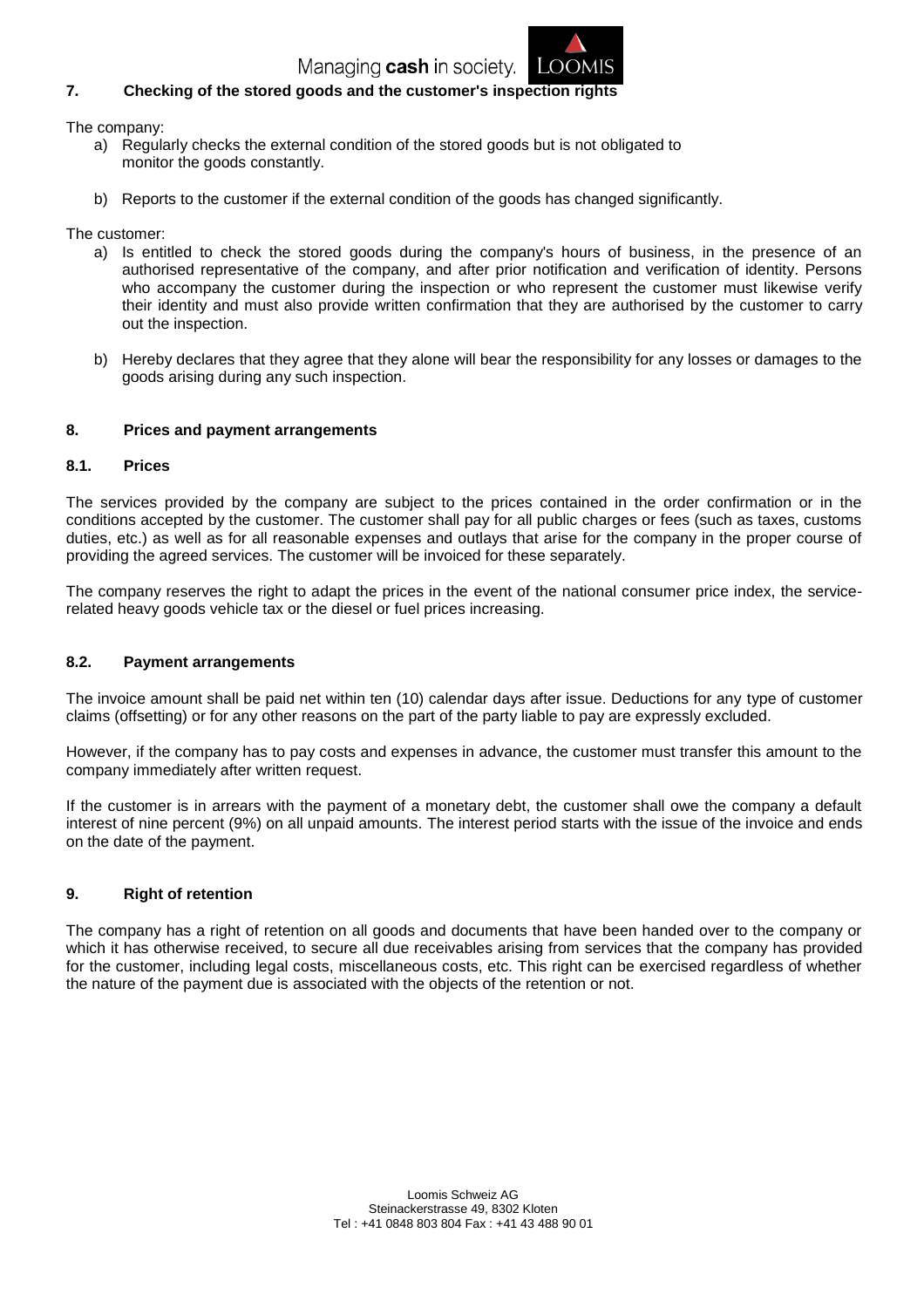## 7. Checking of the stored goods and the customer's inspection rights

The company:

a) Regularly checks the external condition of the stored goods but is not obligated to monitor the goods constantly.

b) Reports to the customer if the external condition of the goods has changed significantly.

The customer:

a) Is entitled to check the stored goods during the company's hours of business, in the presence of an authorised representative of the company, and after prior notification and verification of identity. Persons who accompany the customer during the inspection or who represent the customer must likewise verify their identity and must also provide written confirmation that they are authorised by the customer to carry out the inspection.

b) Hereby declares that they agree that they alone will bear the responsibility for any losses or damages to the goods arising during any such inspection.

## 8. Prices and payment arrangements

### 8.1. Prices

The services provided by the company are subject to the prices contained in the order confirmation or in the conditions accepted by the customer. The customer shall pay for all public charges or fees (such as taxes, customs duties, etc.) as well as for all reasonable expenses and outlays that arise for the company in the proper course of providing the agreed services. The customer will be invoiced for these separately.

The company reserves the right to adapt the prices in the event of the national consumer price index, the service-related heavy goods vehicle tax or the diesel or fuel prices increasing.

### 8.2. Payment arrangements

The invoice amount shall be paid net within ten (10) calendar days after issue. Deductions for any type of customer claims (offsetting) or for any other reasons on the part of the party liable to pay are expressly excluded.

However, if the company has to pay costs and expenses in advance, the customer must transfer this amount to the company immediately after written request.

If the customer is in arrears with the payment of a monetary debt, the customer shall owe the company a default interest of nine percent (9%) on all unpaid amounts. The interest period starts with the issue of the invoice and ends on the date of the payment.

## 9. Right of retention

The company has a right of retention on all goods and documents that have been handed over to the company or which it has otherwise received, to secure all due receivables arising from services that the company has provided for the customer, including legal costs, miscellaneous costs, etc. This right can be exercised regardless of whether the nature of the payment due is associated with the objects of the retention or not.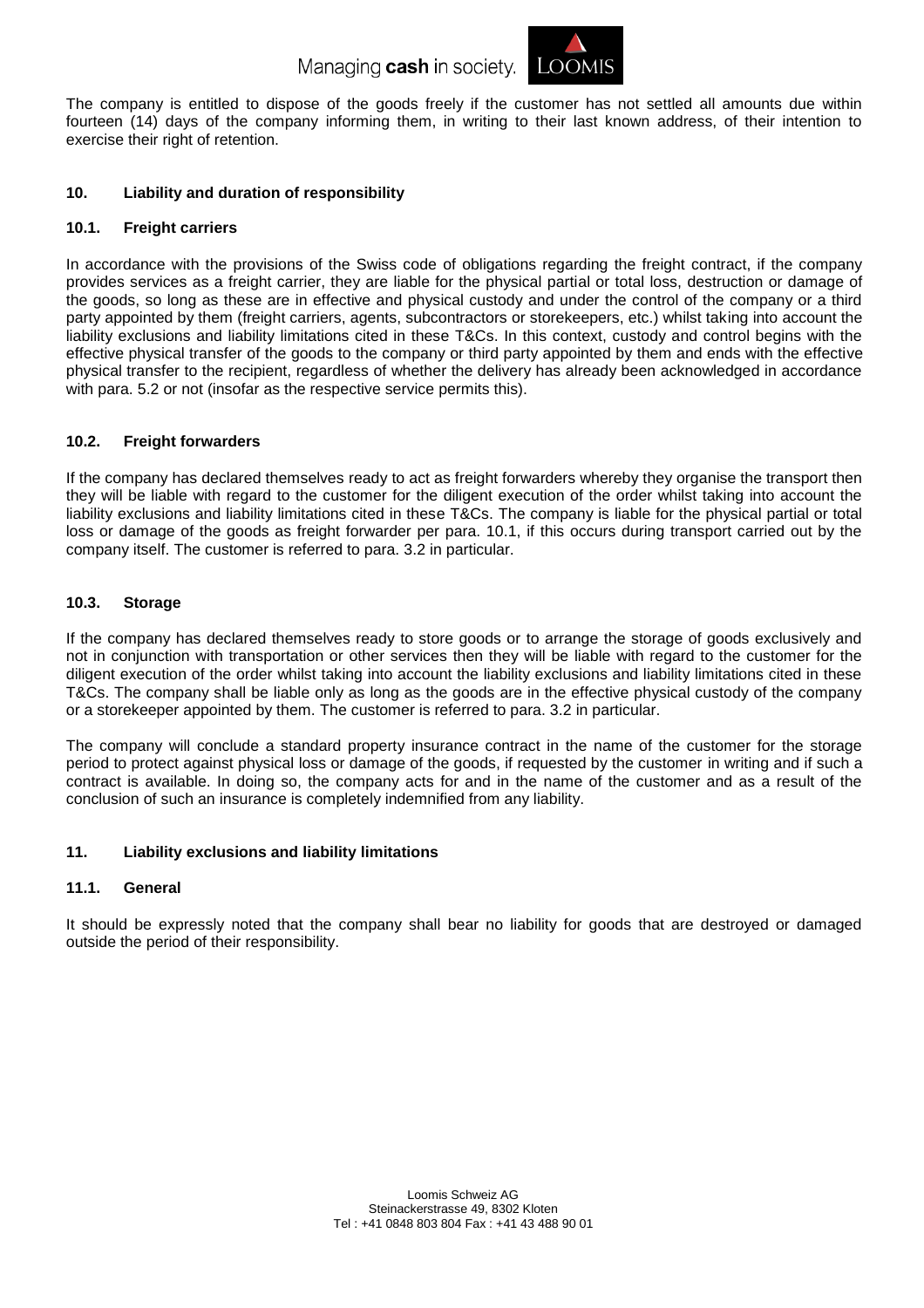The company is entitled to dispose of the goods freely if the customer has not settled all amounts due within fourteen (14) days of the company informing them, in writing to their last known address, of their intention to exercise their right of retention.

## 10. Liability and duration of responsibility

### 10.1. Freight carriers

In accordance with the provisions of the Swiss code of obligations regarding the freight contract, if the company provides services as a freight carrier, they are liable for the physical partial or total loss, destruction or damage of the goods, so long as these are in effective and physical custody and under the control of the company or a third party appointed by them (freight carriers, agents, subcontractors or storekeepers, etc.) whilst taking into account the liability exclusions and liability limitations cited in these T&Cs. In this context, custody and control begins with the effective physical transfer of the goods to the company or third party appointed by them and ends with the effective physical transfer to the recipient, regardless of whether the delivery has already been acknowledged in accordance with para. 5.2 or not (insofar as the respective service permits this).

### 10.2. Freight forwarders

If the company has declared themselves ready to act as freight forwarders whereby they organise the transport then they will be liable with regard to the customer for the diligent execution of the order whilst taking into account the liability exclusions and liability limitations cited in these T&Cs. The company is liable for the physical partial or total loss or damage of the goods as freight forwarder per para. 10.1, if this occurs during transport carried out by the company itself. The customer is referred to para. 3.2 in particular.

### 10.3. Storage

If the company has declared themselves ready to store goods or to arrange the storage of goods exclusively and not in conjunction with transportation or other services then they will be liable with regard to the customer for the diligent execution of the order whilst taking into account the liability exclusions and liability limitations cited in these T&Cs. The company shall be liable only as long as the goods are in the effective physical custody of the company or a storekeeper appointed by them. The customer is referred to para. 3.2 in particular.

The company will conclude a standard property insurance contract in the name of the customer for the storage period to protect against physical loss or damage of the goods, if requested by the customer in writing and if such a contract is available. In doing so, the company acts for and in the name of the customer and as a result of the conclusion of such an insurance is completely indemnified from any liability.

## 11. Liability exclusions and liability limitations

### 11.1. General

It should be expressly noted that the company shall bear no liability for goods that are destroyed or damaged outside the period of their responsibility.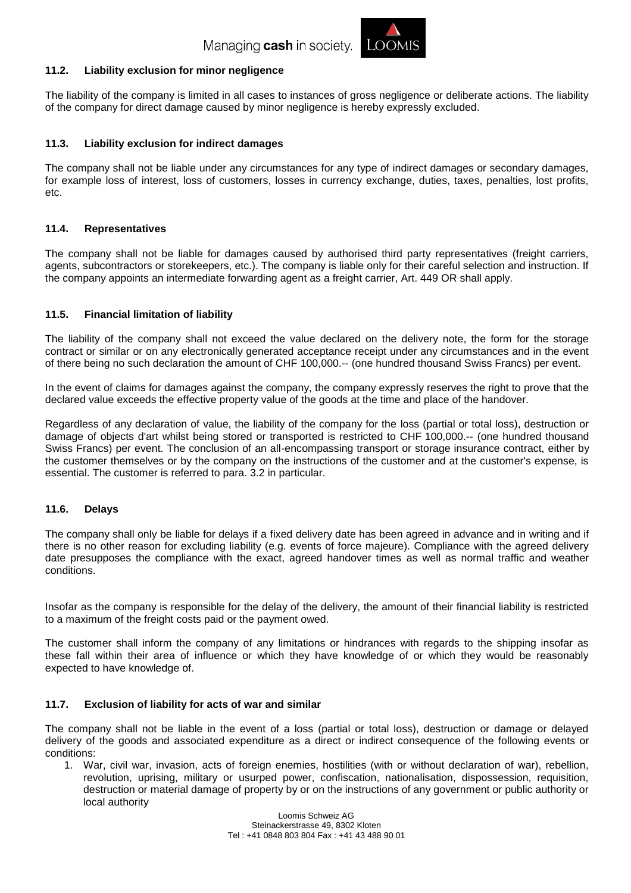### 11.2. Liability exclusion for minor negligence

The liability of the company is limited in all cases to instances of gross negligence or deliberate actions. The liability of the company for direct damage caused by minor negligence is hereby expressly excluded.

### 11.3. Liability exclusion for indirect damages

The company shall not be liable under any circumstances for any type of indirect damages or secondary damages, for example loss of interest, loss of customers, losses in currency exchange, duties, taxes, penalties, lost profits, etc.

### 11.4. Representatives

The company shall not be liable for damages caused by authorised third party representatives (freight carriers, agents, subcontractors or storekeepers, etc.). The company is liable only for their careful selection and instruction. If the company appoints an intermediate forwarding agent as a freight carrier, Art. 449 OR shall apply.

### 11.5. Financial limitation of liability

The liability of the company shall not exceed the value declared on the delivery note, the form for the storage contract or similar or on any electronically generated acceptance receipt under any circumstances and in the event of there being no such declaration the amount of CHF 100,000.-- (one hundred thousand Swiss Francs) per event.

In the event of claims for damages against the company, the company expressly reserves the right to prove that the declared value exceeds the effective property value of the goods at the time and place of the handover.

Regardless of any declaration of value, the liability of the company for the loss (partial or total loss), destruction or damage of objects d'art whilst being stored or transported is restricted to CHF 100,000.-- (one hundred thousand Swiss Francs) per event. The conclusion of an all-encompassing transport or storage insurance contract, either by the customer themselves or by the company on the instructions of the customer and at the customer's expense, is essential. The customer is referred to para. 3.2 in particular.

### 11.6. Delays

The company shall only be liable for delays if a fixed delivery date has been agreed in advance and in writing and if there is no other reason for excluding liability (e.g. events of force majeure). Compliance with the agreed delivery date presupposes the compliance with the exact, agreed handover times as well as normal traffic and weather conditions.

Insofar as the company is responsible for the delay of the delivery, the amount of their financial liability is restricted to a maximum of the freight costs paid or the payment owed.

The customer shall inform the company of any limitations or hindrances with regards to the shipping insofar as these fall within their area of influence or which they have knowledge of or which they would be reasonably expected to have knowledge of.

### 11.7. Exclusion of liability for acts of war and similar

The company shall not be liable in the event of a loss (partial or total loss), destruction or damage or delayed delivery of the goods and associated expenditure as a direct or indirect consequence of the following events or conditions:

1. War, civil war, invasion, acts of foreign enemies, hostilities (with or without declaration of war), rebellion, revolution, uprising, military or usurped power, confiscation, nationalisation, dispossession, requisition, destruction or material damage of property by or on the instructions of any government or public authority or local authority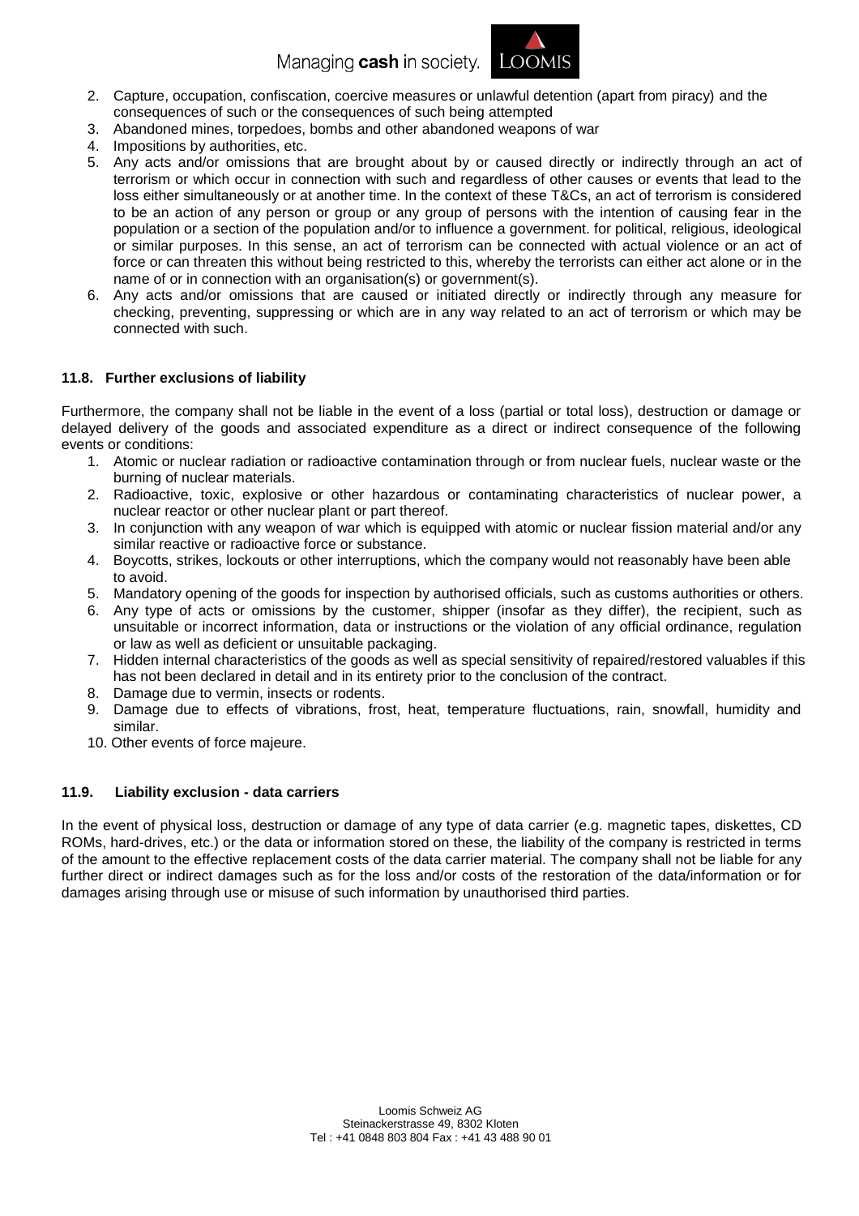2. Capture, occupation, confiscation, coercive measures or unlawful detention (apart from piracy) and the consequences of such or the consequences of such being attempted
3. Abandoned mines, torpedoes, bombs and other abandoned weapons of war
4. Impositions by authorities, etc.
5. Any acts and/or omissions that are brought about by or caused directly or indirectly through an act of terrorism or which occur in connection with such and regardless of other causes or events that lead to the loss either simultaneously or at another time. In the context of these T&Cs, an act of terrorism is considered to be an action of any person or group or any group of persons with the intention of causing fear in the population or a section of the population and/or to influence a government. for political, religious, ideological or similar purposes. In this sense, an act of terrorism can be connected with actual violence or an act of force or can threaten this without being restricted to this, whereby the terrorists can either act alone or in the name of or in connection with an organisation(s) or government(s).
6. Any acts and/or omissions that are caused or initiated directly or indirectly through any measure for checking, preventing, suppressing or which are in any way related to an act of terrorism or which may be connected with such.

### 11.8. Further exclusions of liability

Furthermore, the company shall not be liable in the event of a loss (partial or total loss), destruction or damage or delayed delivery of the goods and associated expenditure as a direct or indirect consequence of the following events or conditions:

1. Atomic or nuclear radiation or radioactive contamination through or from nuclear fuels, nuclear waste or the burning of nuclear materials.
2. Radioactive, toxic, explosive or other hazardous or contaminating characteristics of nuclear power, a nuclear reactor or other nuclear plant or part thereof.
3. In conjunction with any weapon of war which is equipped with atomic or nuclear fission material and/or any similar reactive or radioactive force or substance.
4. Boycotts, strikes, lockouts or other interruptions, which the company would not reasonably have been able to avoid.
5. Mandatory opening of the goods for inspection by authorised officials, such as customs authorities or others.
6. Any type of acts or omissions by the customer, shipper (insofar as they differ), the recipient, such as unsuitable or incorrect information, data or instructions or the violation of any official ordinance, regulation or law as well as deficient or unsuitable packaging.
7. Hidden internal characteristics of the goods as well as special sensitivity of repaired/restored valuables if this has not been declared in detail and in its entirety prior to the conclusion of the contract.
8. Damage due to vermin, insects or rodents.
9. Damage due to effects of vibrations, frost, heat, temperature fluctuations, rain, snowfall, humidity and similar.
10. Other events of force majeure.

### 11.9. Liability exclusion - data carriers

In the event of physical loss, destruction or damage of any type of data carrier (e.g. magnetic tapes, diskettes, CD ROMs, hard-drives, etc.) or the data or information stored on these, the liability of the company is restricted in terms of the amount to the effective replacement costs of the data carrier material. The company shall not be liable for any further direct or indirect damages such as for the loss and/or costs of the restoration of the data/information or for damages arising through use or misuse of such information by unauthorised third parties.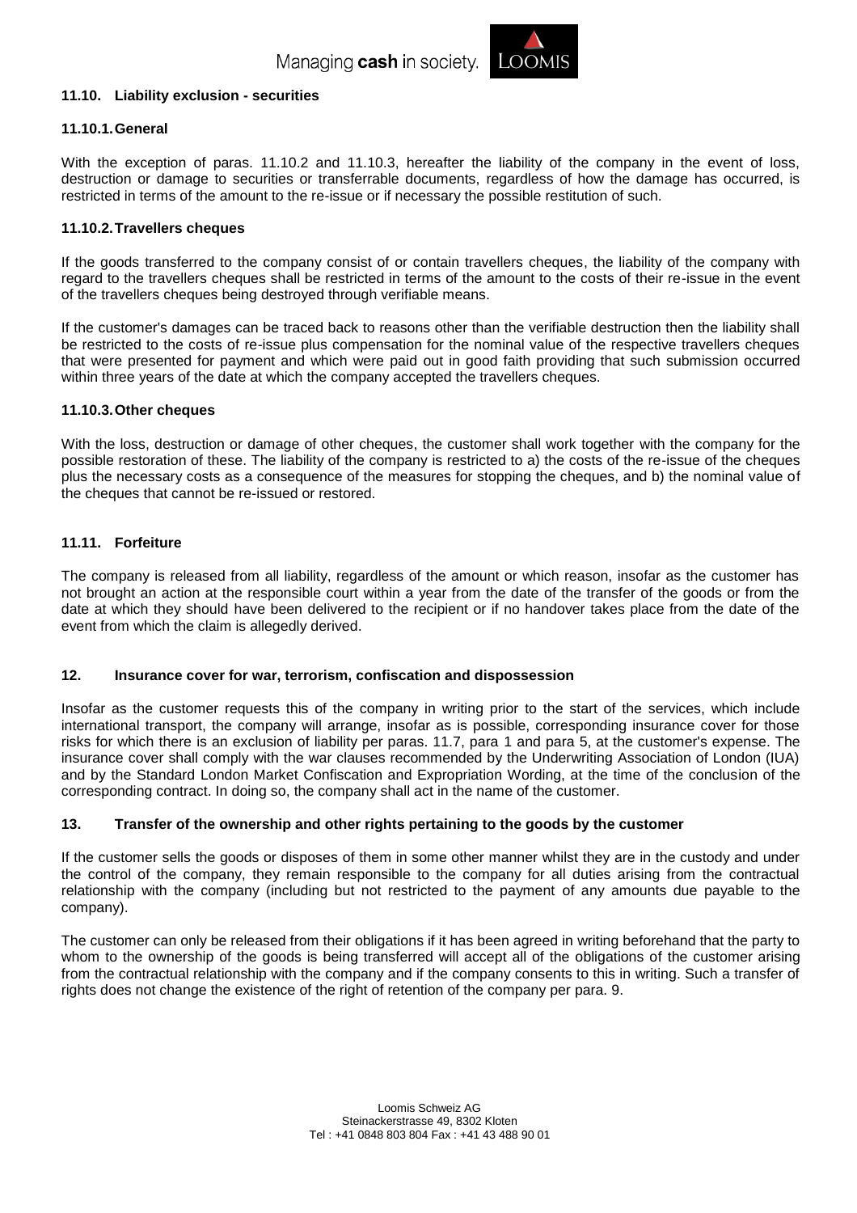### 11.10. Liability exclusion - securities

#### 11.10.1. General

With the exception of paras. 11.10.2 and 11.10.3, hereafter the liability of the company in the event of loss, destruction or damage to securities or transferrable documents, regardless of how the damage has occurred, is restricted in terms of the amount to the re-issue or if necessary the possible restitution of such.

#### 11.10.2. Travellers cheques

If the goods transferred to the company consist of or contain travellers cheques, the liability of the company with regard to the travellers cheques shall be restricted in terms of the amount to the costs of their re-issue in the event of the travellers cheques being destroyed through verifiable means.

If the customer's damages can be traced back to reasons other than the verifiable destruction then the liability shall be restricted to the costs of re-issue plus compensation for the nominal value of the respective travellers cheques that were presented for payment and which were paid out in good faith providing that such submission occurred within three years of the date at which the company accepted the travellers cheques.

#### 11.10.3. Other cheques

With the loss, destruction or damage of other cheques, the customer shall work together with the company for the possible restoration of these. The liability of the company is restricted to a) the costs of the re-issue of the cheques plus the necessary costs as a consequence of the measures for stopping the cheques, and b) the nominal value of the cheques that cannot be re-issued or restored.

### 11.11. Forfeiture

The company is released from all liability, regardless of the amount or which reason, insofar as the customer has not brought an action at the responsible court within a year from the date of the transfer of the goods or from the date at which they should have been delivered to the recipient or if no handover takes place from the date of the event from which the claim is allegedly derived.

## 12. Insurance cover for war, terrorism, confiscation and dispossession

Insofar as the customer requests this of the company in writing prior to the start of the services, which include international transport, the company will arrange, insofar as is possible, corresponding insurance cover for those risks for which there is an exclusion of liability per paras. 11.7, para 1 and para 5, at the customer's expense. The insurance cover shall comply with the war clauses recommended by the Underwriting Association of London (IUA) and by the Standard London Market Confiscation and Expropriation Wording, at the time of the conclusion of the corresponding contract. In doing so, the company shall act in the name of the customer.

## 13. Transfer of the ownership and other rights pertaining to the goods by the customer

If the customer sells the goods or disposes of them in some other manner whilst they are in the custody and under the control of the company, they remain responsible to the company for all duties arising from the contractual relationship with the company (including but not restricted to the payment of any amounts due payable to the company).

The customer can only be released from their obligations if it has been agreed in writing beforehand that the party to whom to the ownership of the goods is being transferred will accept all of the obligations of the customer arising from the contractual relationship with the company and if the company consents to this in writing. Such a transfer of rights does not change the existence of the right of retention of the company per para. 9.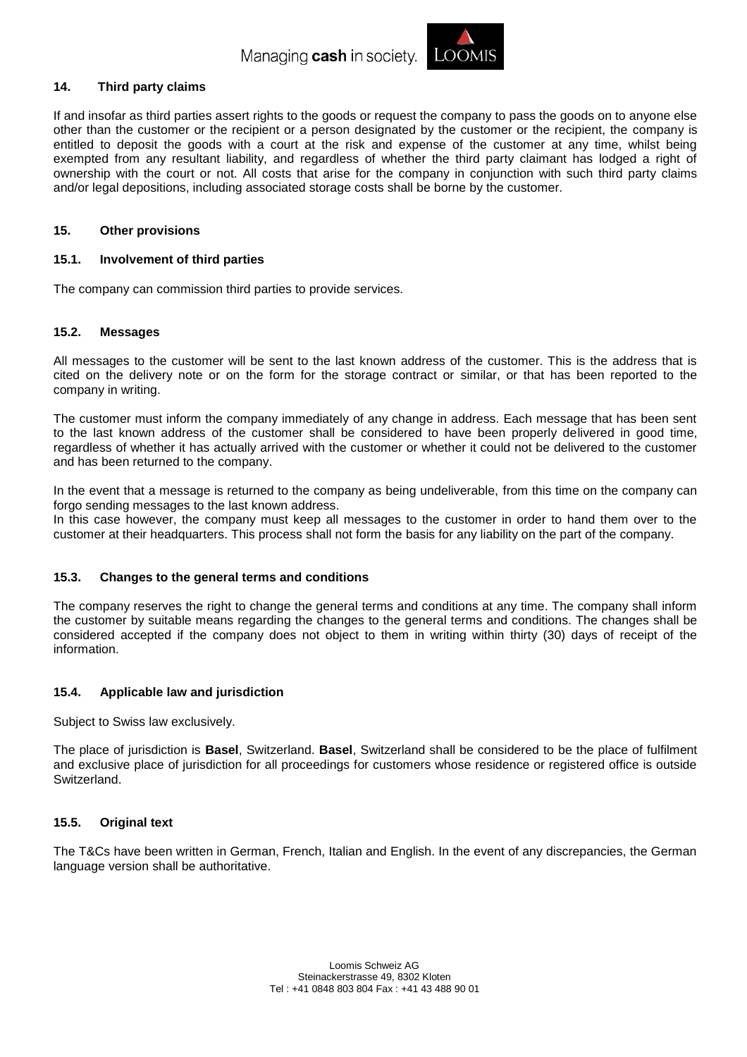## 14. Third party claims

If and insofar as third parties assert rights to the goods or request the company to pass the goods on to anyone else other than the customer or the recipient or a person designated by the customer or the recipient, the company is entitled to deposit the goods with a court at the risk and expense of the customer at any time, whilst being exempted from any resultant liability, and regardless of whether the third party claimant has lodged a right of ownership with the court or not. All costs that arise for the company in conjunction with such third party claims and/or legal depositions, including associated storage costs shall be borne by the customer.

## 15. Other provisions

### 15.1. Involvement of third parties

The company can commission third parties to provide services.

### 15.2. Messages

All messages to the customer will be sent to the last known address of the customer. This is the address that is cited on the delivery note or on the form for the storage contract or similar, or that has been reported to the company in writing.

The customer must inform the company immediately of any change in address. Each message that has been sent to the last known address of the customer shall be considered to have been properly delivered in good time, regardless of whether it has actually arrived with the customer or whether it could not be delivered to the customer and has been returned to the company.

In the event that a message is returned to the company as being undeliverable, from this time on the company can forgo sending messages to the last known address.
In this case however, the company must keep all messages to the customer in order to hand them over to the customer at their headquarters. This process shall not form the basis for any liability on the part of the company.

### 15.3. Changes to the general terms and conditions

The company reserves the right to change the general terms and conditions at any time. The company shall inform the customer by suitable means regarding the changes to the general terms and conditions. The changes shall be considered accepted if the company does not object to them in writing within thirty (30) days of receipt of the information.

### 15.4. Applicable law and jurisdiction

Subject to Swiss law exclusively.

The place of jurisdiction is **Basel**, Switzerland. **Basel**, Switzerland shall be considered to be the place of fulfilment and exclusive place of jurisdiction for all proceedings for customers whose residence or registered office is outside Switzerland.

### 15.5. Original text

The T&Cs have been written in German, French, Italian and English. In the event of any discrepancies, the German language version shall be authoritative.

Loomis Schweiz AG
Steinackerstrasse 49, 8302 Kloten
Tel : +41 0848 803 804 Fax : +41 43 488 90 01